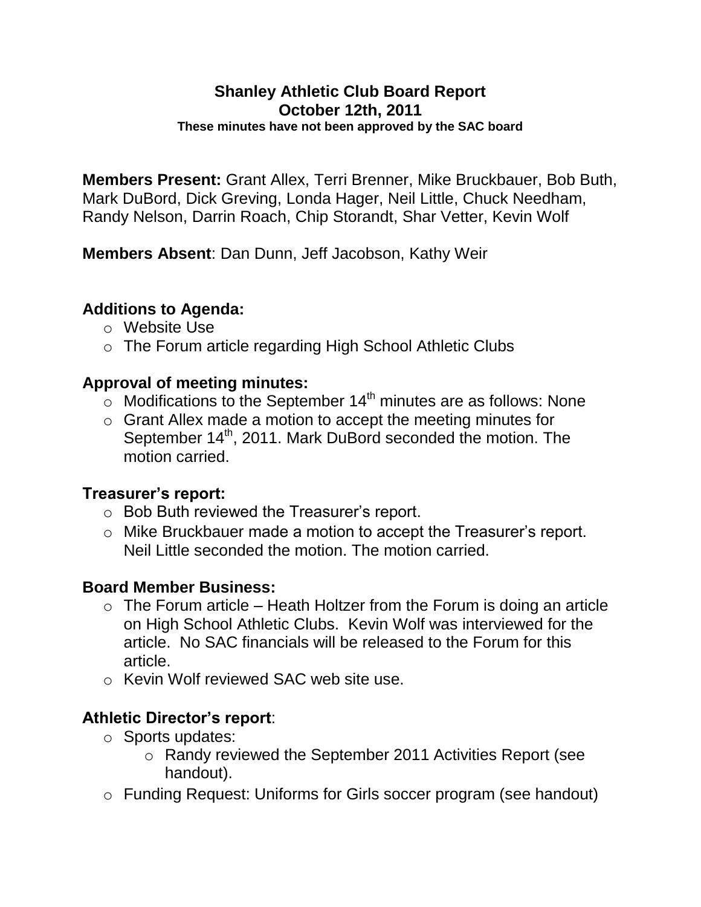# Shanley Athletic Club Board Report
## October 12th, 2011
**These minutes have not been approved by the SAC board**

**Members Present:** Grant Allex, Terri Brenner, Mike Bruckbauer, Bob Buth, Mark DuBord, Dick Greving, Londa Hager, Neil Little, Chuck Needham, Randy Nelson, Darrin Roach, Chip Storandt, Shar Vetter, Kevin Wolf

**Members Absent**: Dan Dunn, Jeff Jacobson, Kathy Weir

### Additions to Agenda:

- Website Use
- The Forum article regarding High School Athletic Clubs

### Approval of meeting minutes:

- Modifications to the September 14th minutes are as follows: None
- Grant Allex made a motion to accept the meeting minutes for September 14th, 2011. Mark DuBord seconded the motion. The motion carried.

### Treasurer's report:

- Bob Buth reviewed the Treasurer's report.
- Mike Bruckbauer made a motion to accept the Treasurer's report. Neil Little seconded the motion. The motion carried.

### Board Member Business:

- The Forum article – Heath Holtzer from the Forum is doing an article on High School Athletic Clubs. Kevin Wolf was interviewed for the article. No SAC financials will be released to the Forum for this article.
- Kevin Wolf reviewed SAC web site use.

### Athletic Director's report:

- Sports updates:
  - Randy reviewed the September 2011 Activities Report (see handout).
- Funding Request: Uniforms for Girls soccer program (see handout)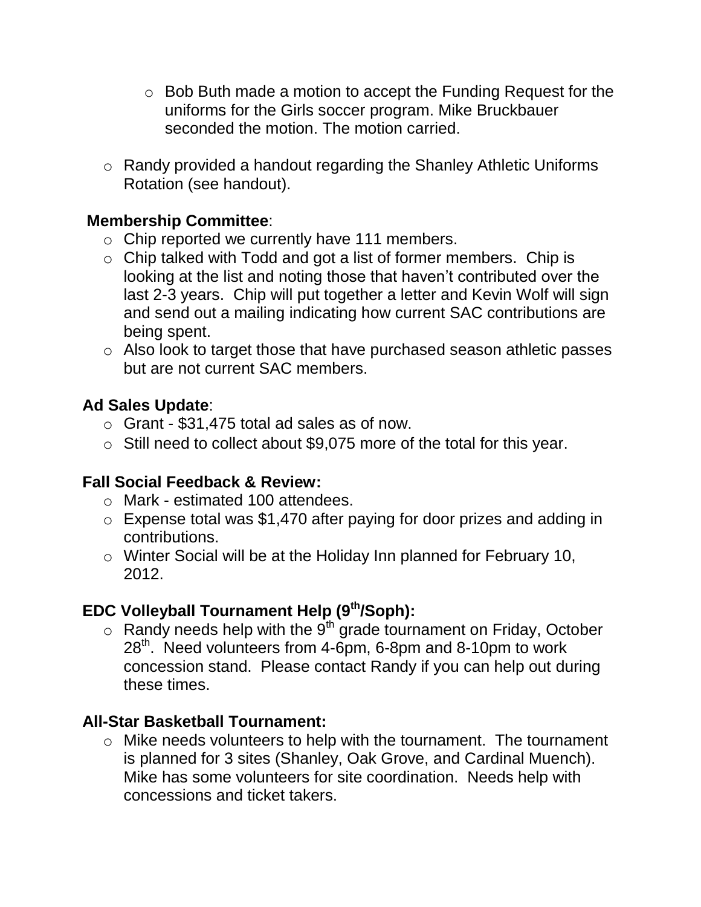- Bob Buth made a motion to accept the Funding Request for the uniforms for the Girls soccer program. Mike Bruckbauer seconded the motion. The motion carried.

- Randy provided a handout regarding the Shanley Athletic Uniforms Rotation (see handout).

**Membership Committee**:

- Chip reported we currently have 111 members.
- Chip talked with Todd and got a list of former members. Chip is looking at the list and noting those that haven't contributed over the last 2-3 years. Chip will put together a letter and Kevin Wolf will sign and send out a mailing indicating how current SAC contributions are being spent.
- Also look to target those that have purchased season athletic passes but are not current SAC members.

**Ad Sales Update**:

- Grant - $31,475 total ad sales as of now.
- Still need to collect about $9,075 more of the total for this year.

**Fall Social Feedback & Review:**

- Mark - estimated 100 attendees.
- Expense total was $1,470 after paying for door prizes and adding in contributions.
- Winter Social will be at the Holiday Inn planned for February 10, 2012.

**EDC Volleyball Tournament Help (9th/Soph):**

- Randy needs help with the 9th grade tournament on Friday, October 28th. Need volunteers from 4-6pm, 6-8pm and 8-10pm to work concession stand. Please contact Randy if you can help out during these times.

**All-Star Basketball Tournament:**

- Mike needs volunteers to help with the tournament. The tournament is planned for 3 sites (Shanley, Oak Grove, and Cardinal Muench). Mike has some volunteers for site coordination. Needs help with concessions and ticket takers.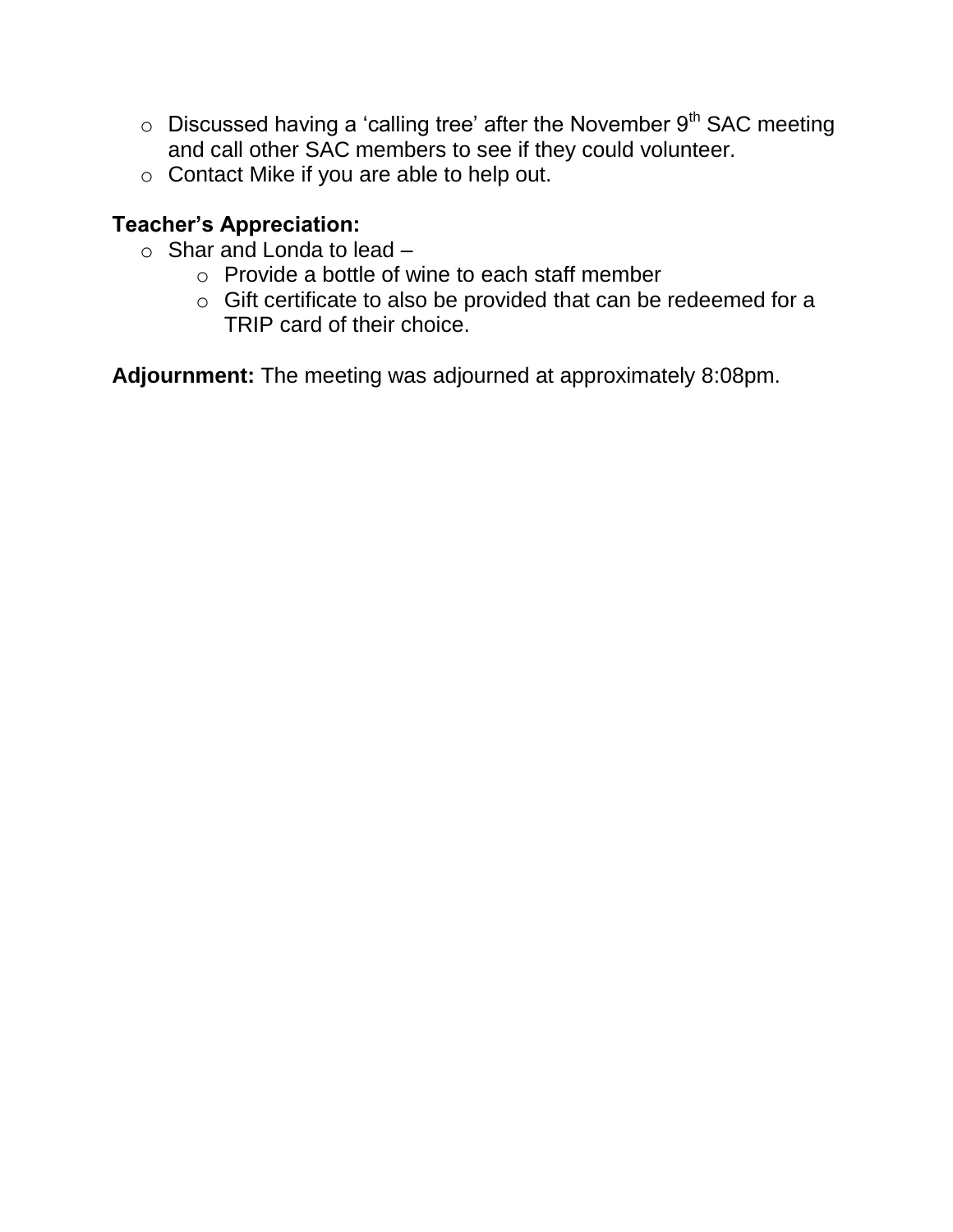- Discussed having a 'calling tree' after the November 9th SAC meeting and call other SAC members to see if they could volunteer.
- Contact Mike if you are able to help out.

**Teacher's Appreciation:**

- Shar and Londa to lead –
  - Provide a bottle of wine to each staff member
  - Gift certificate to also be provided that can be redeemed for a TRIP card of their choice.

**Adjournment:** The meeting was adjourned at approximately 8:08pm.